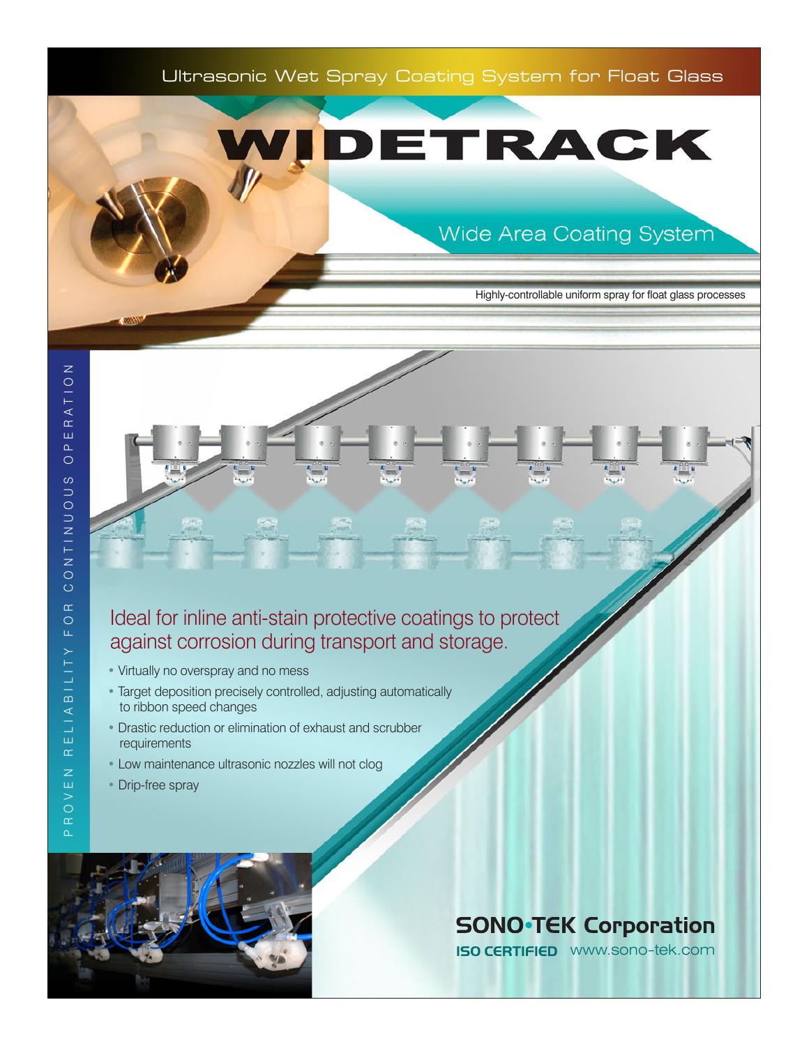Ultrasonic Wet Spray Coating System for Float Glass

# WIDETRACK

## Wide Area Coating System

Highly-controllable uniform spray for float glass processes

PROVEN RELIABILITY FOR CONTINUOUS OPERATION

### Ideal for inline anti-stain protective coatings to protect against corrosion during transport and storage.

- Virtually no overspray and no mess
- Target deposition precisely controlled, adjusting automatically to ribbon speed changes
- Drastic reduction or elimination of exhaust and scrubber requirements
- Low maintenance ultrasonic nozzles will not clog
- Drip-free spray

**SONO•TEK Corporation**

**ISO CERTIFIED** www.sono-tek.com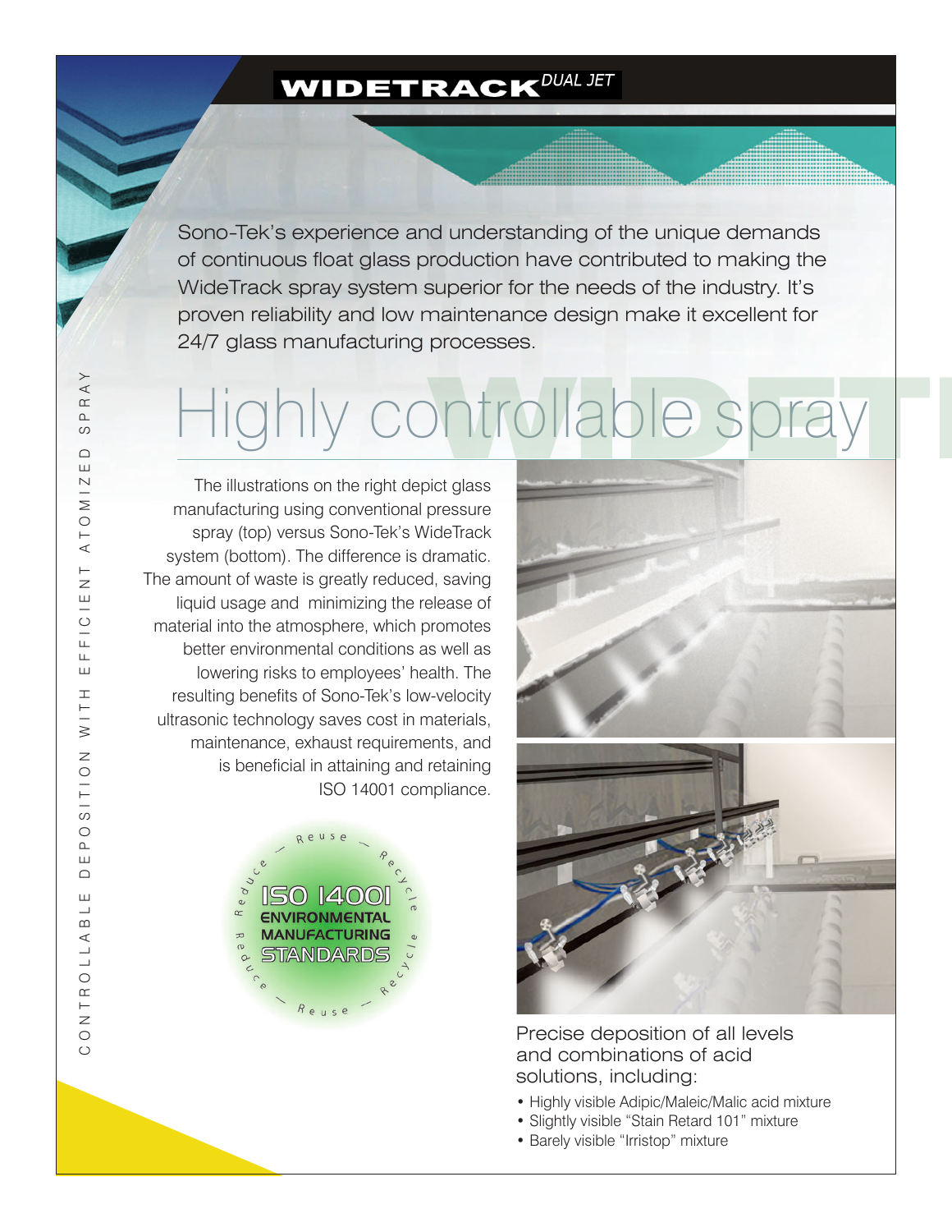# WIDETRACK *DUAL JET*

Sono-Tek's experience and understanding of the unique demands of continuous float glass production have contributed to making the WideTrack spray system superior for the needs of the industry. It's proven reliability and low maintenance design make it excellent for 24/7 glass manufacturing processes.

CONTROLLABLE DEPOSITION WITH EFFICIENT ATOMIZED SPRAY

## Highly controllable spray

The illustrations on the right depict glass manufacturing using conventional pressure spray (top) versus Sono-Tek's WideTrack system (bottom). The difference is dramatic. The amount of waste is greatly reduced, saving liquid usage and minimizing the release of material into the atmosphere, which promotes better environmental conditions as well as lowering risks to employees' health. The resulting benefits of Sono-Tek's low-velocity ultrasonic technology saves cost in materials, maintenance, exhaust requirements, and is beneficial in attaining and retaining ISO 14001 compliance.

ISO 14001 ENVIRONMENTAL MANUFACTURING STANDARDS
Reuse – Recycle – Reduce

Precise deposition of all levels and combinations of acid solutions, including:

- Highly visible Adipic/Maleic/Malic acid mixture
- Slightly visible "Stain Retard 101" mixture
- Barely visible "Irristop" mixture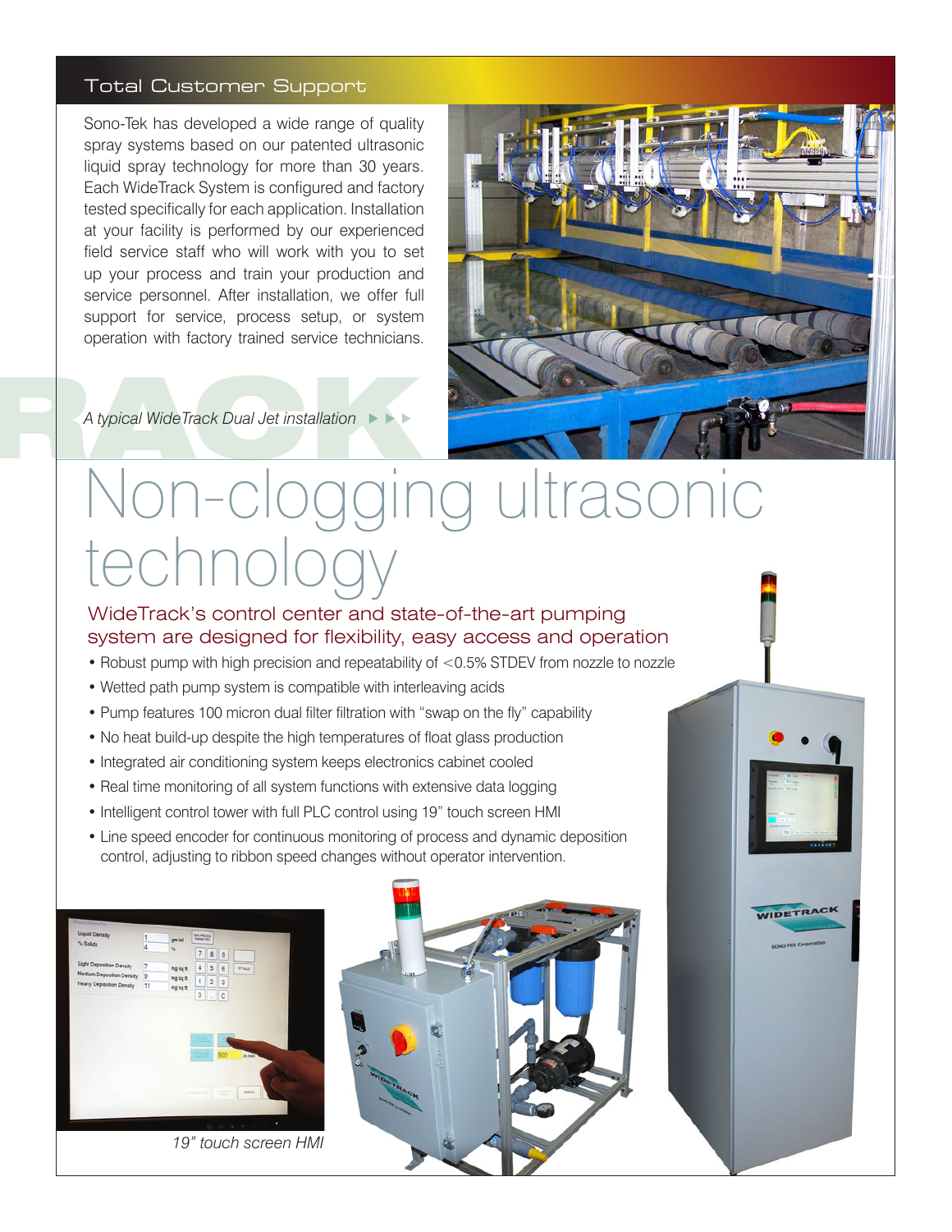## Total Customer Support

Sono-Tek has developed a wide range of quality spray systems based on our patented ultrasonic liquid spray technology for more than 30 years. Each WideTrack System is configured and factory tested specifically for each application. Installation at your facility is performed by our experienced field service staff who will work with you to set up your process and train your production and service personnel. After installation, we offer full support for service, process setup, or system operation with factory trained service technicians.

*A typical WideTrack Dual Jet installation* ►►►

# Non-clogging ultrasonic technology

### WideTrack's control center and state-of-the-art pumping system are designed for flexibility, easy access and operation

- Robust pump with high precision and repeatability of <0.5% STDEV from nozzle to nozzle
- Wetted path pump system is compatible with interleaving acids
- Pump features 100 micron dual filter filtration with "swap on the fly" capability
- No heat build-up despite the high temperatures of float glass production
- Integrated air conditioning system keeps electronics cabinet cooled
- Real time monitoring of all system functions with extensive data logging
- Intelligent control tower with full PLC control using 19" touch screen HMI
- Line speed encoder for continuous monitoring of process and dynamic deposition control, adjusting to ribbon speed changes without operator intervention.

*19" touch screen HMI*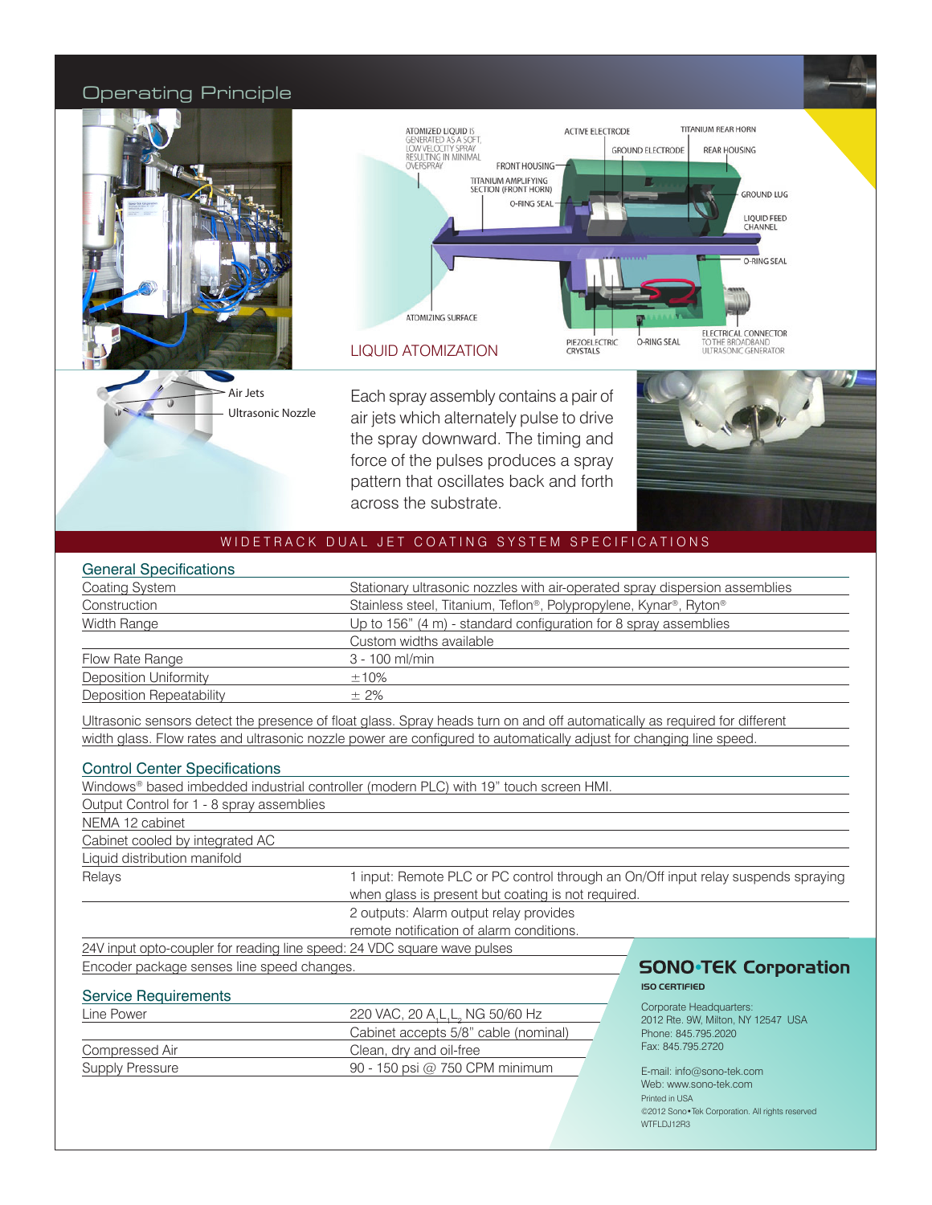## Operating Principle

ATOMIZED LIQUID IS GENERATED AS A SOFT, LOW VELOCITY SPRAY RESULTING IN MINIMAL OVERSPRAY

ACTIVE ELECTRODE

TITANIUM REAR HORN

GROUND ELECTRODE

REAR HOUSING

FRONT HOUSING

TITANIUM AMPLIFYING SECTION (FRONT HORN)

O-RING SEAL

GROUND LUG

LIQUID FEED CHANNEL

O-RING SEAL

ATOMIZING SURFACE

PIEZOELECTRIC CRYSTALS

O-RING SEAL

ELECTRICAL CONNECTOR TO THE BROADBAND ULTRASONIC GENERATOR

LIQUID ATOMIZATION

Air Jets

Ultrasonic Nozzle

Each spray assembly contains a pair of air jets which alternately pulse to drive the spray downward. The timing and force of the pulses produces a spray pattern that oscillates back and forth across the substrate.

## WIDETRACK DUAL JET COATING SYSTEM SPECIFICATIONS

### General Specifications

| | |
|---|---|
| Coating System | Stationary ultrasonic nozzles with air-operated spray dispersion assemblies |
| Construction | Stainless steel, Titanium, Teflon®, Polypropylene, Kynar®, Ryton® |
| Width Range | Up to 156" (4 m) - standard configuration for 8 spray assemblies |
| | Custom widths available |
| Flow Rate Range | 3 - 100 ml/min |
| Deposition Uniformity | ±10% |
| Deposition Repeatability | ± 2% |

Ultrasonic sensors detect the presence of float glass. Spray heads turn on and off automatically as required for different width glass. Flow rates and ultrasonic nozzle power are configured to automatically adjust for changing line speed.

### Control Center Specifications

Windows® based imbedded industrial controller (modern PLC) with 19" touch screen HMI.

Output Control for 1 - 8 spray assemblies

NEMA 12 cabinet

Cabinet cooled by integrated AC

Liquid distribution manifold

| | |
|---|---|
| Relays | 1 input: Remote PLC or PC control through an On/Off input relay suspends spraying when glass is present but coating is not required. |
| | 2 outputs: Alarm output relay provides remote notification of alarm conditions. |

24V input opto-coupler for reading line speed: 24 VDC square wave pulses

Encoder package senses line speed changes.

### Service Requirements

| | |
|---|---|
| Line Power | 220 VAC, 20 A, $L_1 L_2$ NG 50/60 Hz |
| | Cabinet accepts 5/8" cable (nominal) |
| Compressed Air | Clean, dry and oil-free |
| Supply Pressure | 90 - 150 psi @ 750 CPM minimum |

**SONO•TEK Corporation**

**ISO CERTIFIED**

Corporate Headquarters:
2012 Rte. 9W, Milton, NY 12547 USA
Phone: 845.795.2020
Fax: 845.795.2720

E-mail: info@sono-tek.com
Web: www.sono-tek.com

Printed in USA
©2012 Sono•Tek Corporation. All rights reserved
WTFLDJ12R3